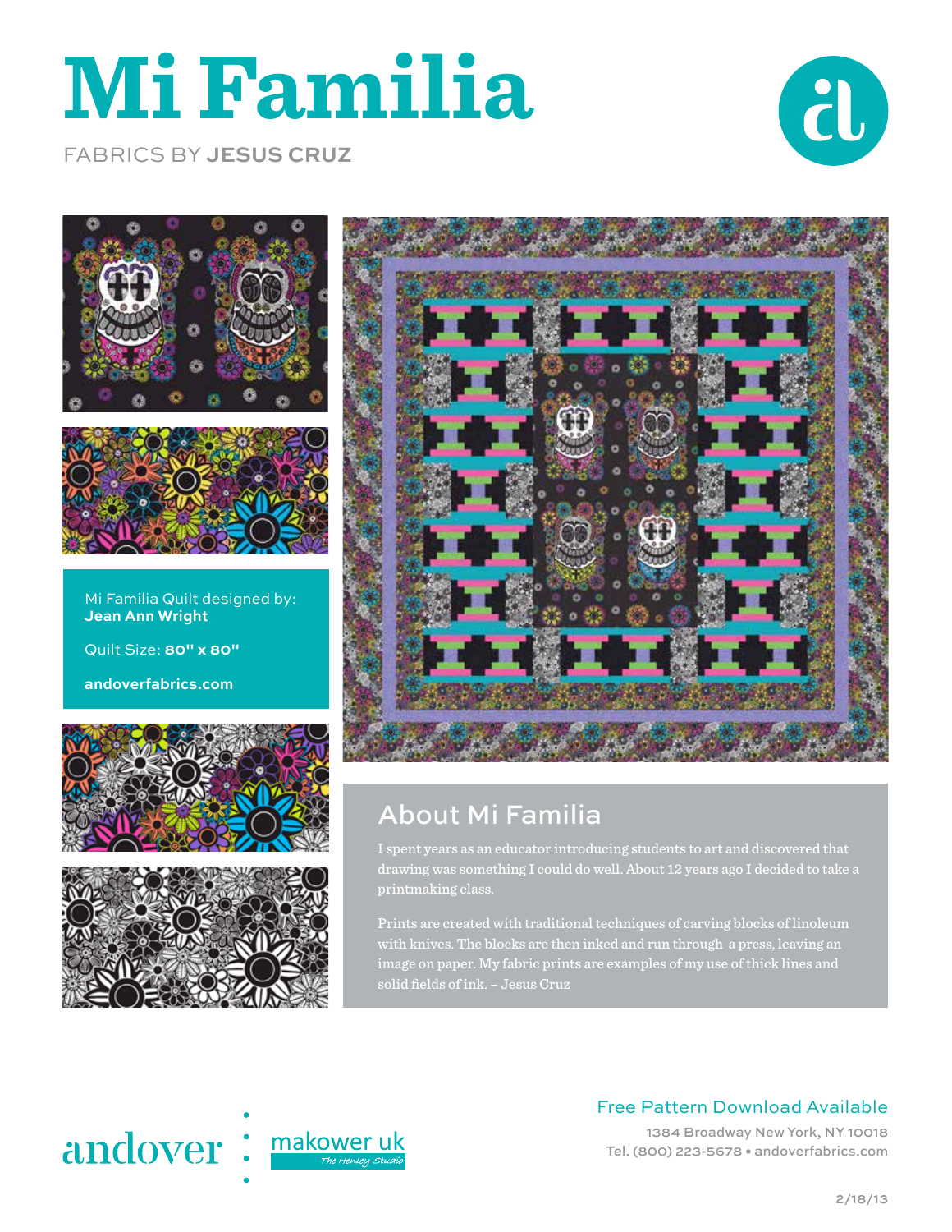# Mi Familia

FABRICS BY **JESUS CRUZ**

Mi Familia Quilt designed by:
**Jean Ann Wright**

Quilt Size: **80" x 80"**

**andoverfabrics.com**

## About Mi Familia

I spent years as an educator introducing students to art and discovered that drawing was something I could do well. About 12 years ago I decided to take a printmaking class.

Prints are created with traditional techniques of carving blocks of linoleum with knives. The blocks are then inked and run through a press, leaving an image on paper. My fabric prints are examples of my use of thick lines and solid fields of ink. – Jesus Cruz

andover | makower uk The Henley Studio

Free Pattern Download Available

1384 Broadway New York, NY 10018
Tel. (800) 223-5678 • andoverfabrics.com

2/18/13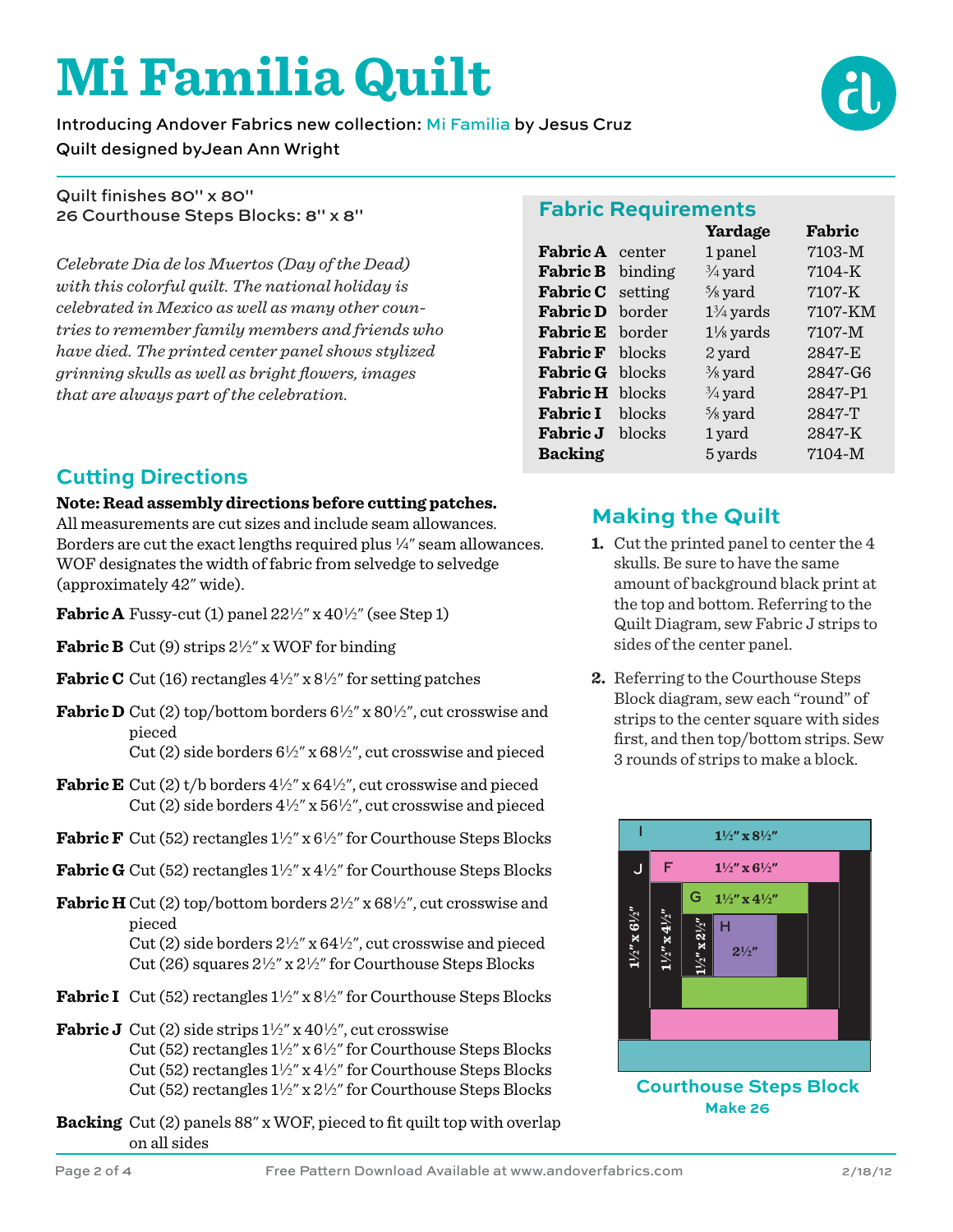# Mi Familia Quilt

Introducing Andover Fabrics new collection: Mi Familia by Jesus Cruz

Quilt designed byJean Ann Wright

Quilt finishes 80" x 80"
26 Courthouse Steps Blocks: 8" x 8"

*Celebrate Dia de los Muertos (Day of the Dead) with this colorful quilt. The national holiday is celebrated in Mexico as well as many other countries to remember family members and friends who have died. The printed center panel shows stylized grinning skulls as well as bright flowers, images that are always part of the celebration.*

## Fabric Requirements

| | | Yardage | Fabric |
|---|---|---|---|
| **Fabric A** | center | 1 panel | 7103-M |
| **Fabric B** | binding | ¾ yard | 7104-K |
| **Fabric C** | setting | ⅝ yard | 7107-K |
| **Fabric D** | border | 1¾ yards | 7107-KM |
| **Fabric E** | border | 1⅛ yards | 7107-M |
| **Fabric F** | blocks | 2 yard | 2847-E |
| **Fabric G** | blocks | ⅜ yard | 2847-G6 |
| **Fabric H** | blocks | ¾ yard | 2847-P1 |
| **Fabric I** | blocks | ⅝ yard | 2847-T |
| **Fabric J** | blocks | 1 yard | 2847-K |
| **Backing** | | 5 yards | 7104-M |

## Cutting Directions

**Note: Read assembly directions before cutting patches.** All measurements are cut sizes and include seam allowances. Borders are cut the exact lengths required plus ¼" seam allowances. WOF designates the width of fabric from selvedge to selvedge (approximately 42" wide).

**Fabric A** Fussy-cut (1) panel 22½" x 40½" (see Step 1)

**Fabric B** Cut (9) strips 2½" x WOF for binding

**Fabric C** Cut (16) rectangles 4½" x 8½" for setting patches

**Fabric D** Cut (2) top/bottom borders 6½" x 80½", cut crosswise and pieced
Cut (2) side borders 6½" x 68½", cut crosswise and pieced

**Fabric E** Cut (2) t/b borders 4½" x 64½", cut crosswise and pieced
Cut (2) side borders 4½" x 56½", cut crosswise and pieced

**Fabric F** Cut (52) rectangles 1½" x 6½" for Courthouse Steps Blocks

**Fabric G** Cut (52) rectangles 1½" x 4½" for Courthouse Steps Blocks

**Fabric H** Cut (2) top/bottom borders 2½" x 68½", cut crosswise and pieced
Cut (2) side borders 2½" x 64½", cut crosswise and pieced
Cut (26) squares 2½" x 2½" for Courthouse Steps Blocks

**Fabric I** Cut (52) rectangles 1½" x 8½" for Courthouse Steps Blocks

**Fabric J** Cut (2) side strips 1½" x 40½", cut crosswise
Cut (52) rectangles 1½" x 6½" for Courthouse Steps Blocks
Cut (52) rectangles 1½" x 4½" for Courthouse Steps Blocks
Cut (52) rectangles 1½" x 2½" for Courthouse Steps Blocks

**Backing** Cut (2) panels 88" x WOF, pieced to fit quilt top with overlap on all sides

## Making the Quilt

1. Cut the printed panel to center the 4 skulls. Be sure to have the same amount of background black print at the top and bottom. Referring to the Quilt Diagram, sew Fabric J strips to sides of the center panel.

2. Referring to the Courthouse Steps Block diagram, sew each "round" of strips to the center square with sides first, and then top/bottom strips. Sew 3 rounds of strips to make a block.

I 1½" x 8½"
J 1½" x 6½"
F 1½" x 6½"
1½" x 4½"
G 1½" x 4½"
1½" x 2½"
H 2½"

**Courthouse Steps Block**
**Make 26**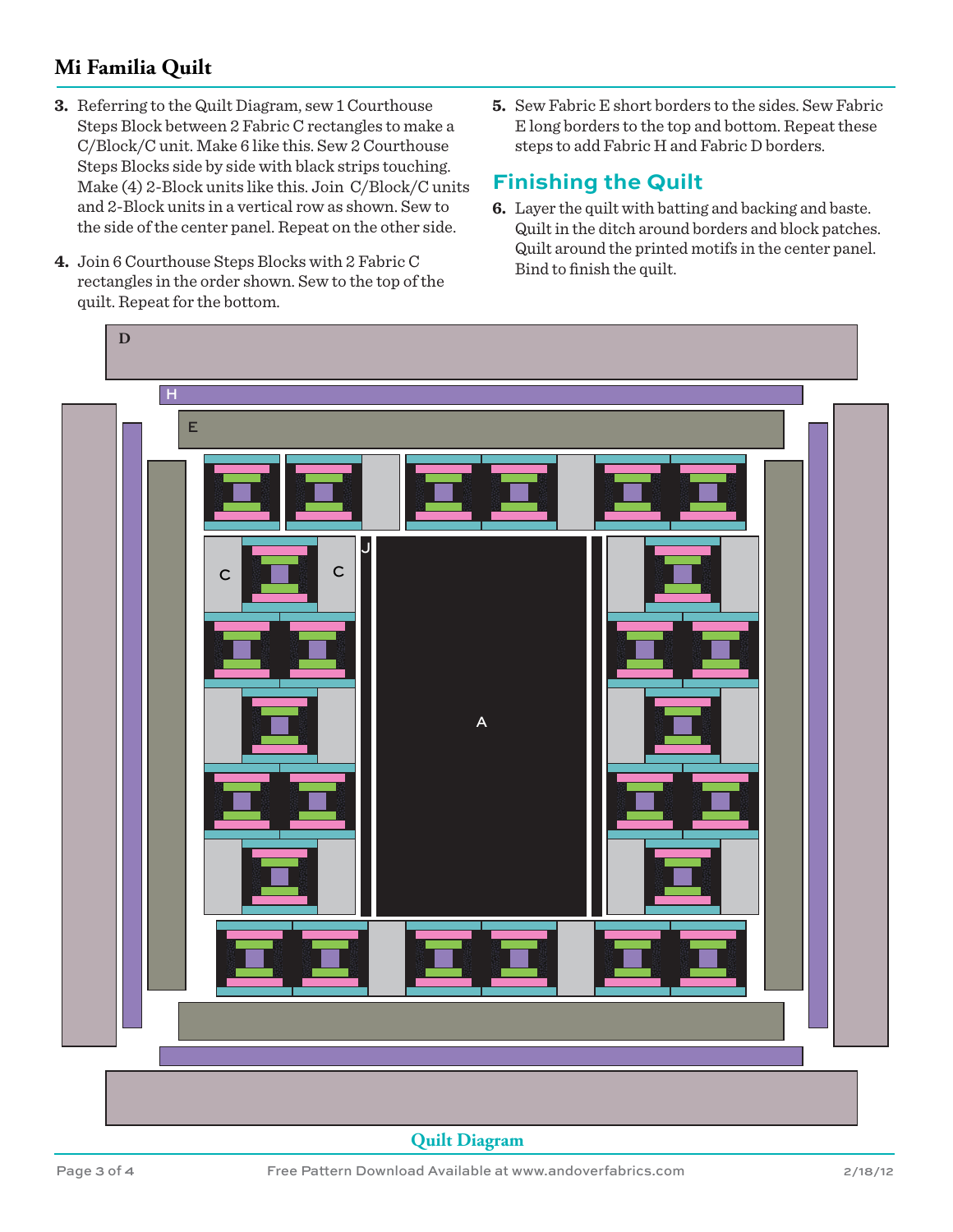# Mi Familia Quilt

3. Referring to the Quilt Diagram, sew 1 Courthouse Steps Block between 2 Fabric C rectangles to make a C/Block/C unit. Make 6 like this. Sew 2 Courthouse Steps Blocks side by side with black strips touching. Make (4) 2-Block units like this. Join C/Block/C units and 2-Block units in a vertical row as shown. Sew to the side of the center panel. Repeat on the other side.

4. Join 6 Courthouse Steps Blocks with 2 Fabric C rectangles in the order shown. Sew to the top of the quilt. Repeat for the bottom.

5. Sew Fabric E short borders to the sides. Sew Fabric E long borders to the top and bottom. Repeat these steps to add Fabric H and Fabric D borders.

## Finishing the Quilt

6. Layer the quilt with batting and backing and baste. Quilt in the ditch around borders and block patches. Quilt around the printed motifs in the center panel. Bind to finish the quilt.

D

H

E

C C

J

A

Quilt Diagram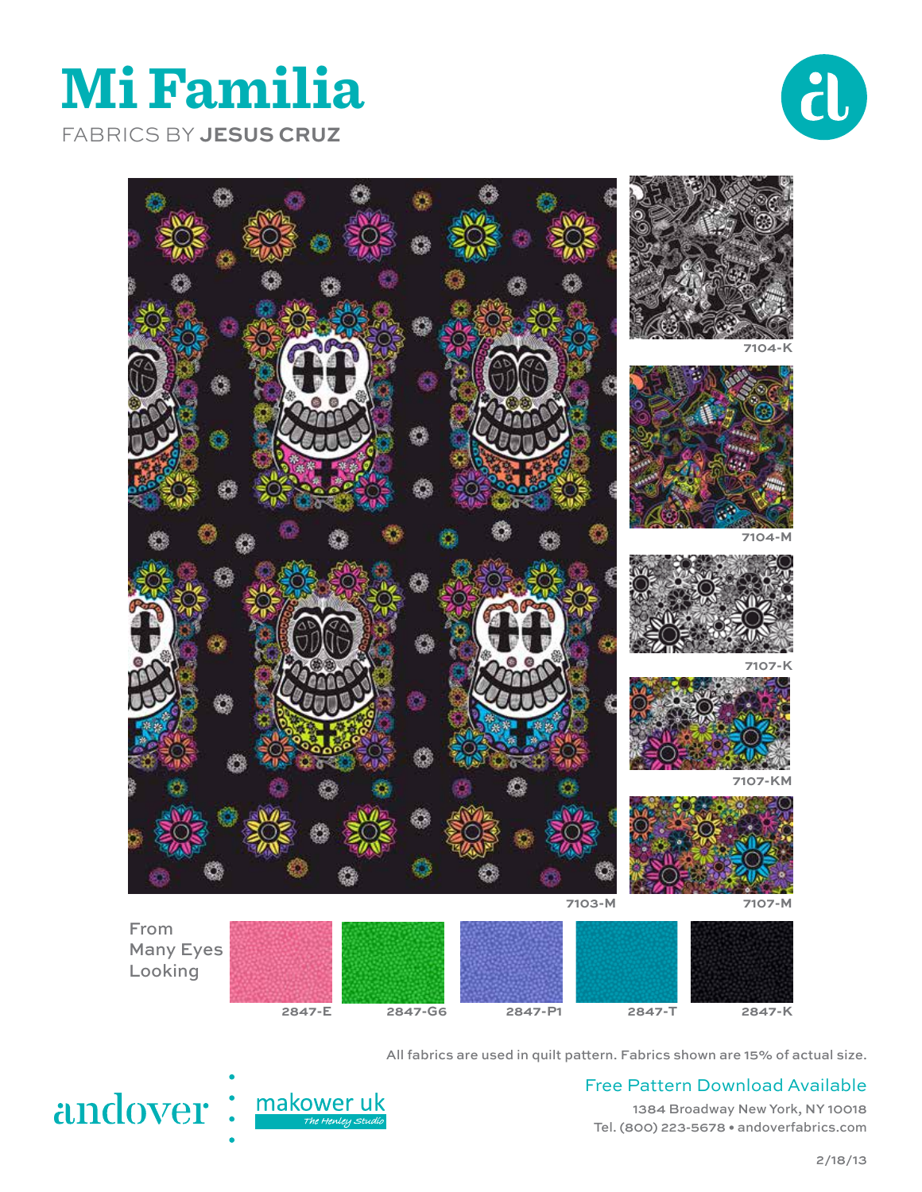# Mi Familia

FABRICS BY **JESUS CRUZ**

7104-K

7104-M

7107-K

7107-KM

7103-M

7107-M

From Many Eyes Looking

2847-E

2847-G6

2847-P1

2847-T

2847-K

All fabrics are used in quilt pattern. Fabrics shown are 15% of actual size.

andover

makower uk

*The Henley Studio*

Free Pattern Download Available

1384 Broadway New York, NY 10018

Tel. (800) 223-5678 • andoverfabrics.com

2/18/13